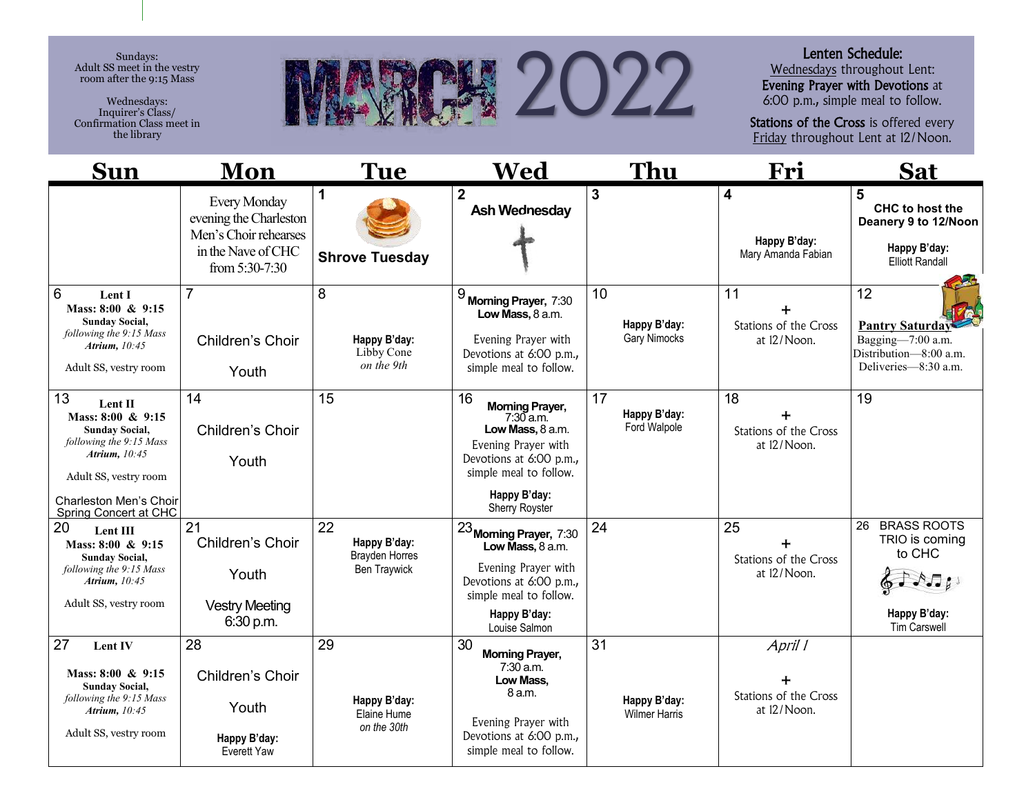# MARCH 2022

Sundays:
Adult SS meet in the vestry room after the 9:15 Mass

Wednesdays:
Inquirer's Class/ Confirmation Class meet in the library

**Lenten Schedule:**
Wednesdays throughout Lent:
**Evening Prayer with Devotions** at 6:00 p.m., simple meal to follow.
**Stations of the Cross** is offered every Friday throughout Lent at 12/Noon.

| Sun | Mon | Tue | Wed | Thu | Fri | Sat |
|---|---|---|---|---|---|---|
| | Every Monday evening the Charleston Men's Choir rehearses in the Nave of CHC from 5:30-7:30 | 1 **Shrove Tuesday** | 2 **Ash Wednesday** | 3 | 4 **Happy B'day:** Mary Amanda Fabian | 5 **CHC to host the Deanery 9 to 12/Noon** **Happy B'day:** Elliott Randall |
| 6 **Lent I** **Mass: 8:00 & 9:15** **Sunday Social,** *following the 9:15 Mass* ***Atrium,*** *10:45* Adult SS, vestry room | 7 Children's Choir Youth | 8 **Happy B'day:** Libby Cone *on the 9th* | 9 **Morning Prayer,** 7:30 **Low Mass,** 8 a.m. Evening Prayer with Devotions at 6:00 p.m., simple meal to follow. | 10 **Happy B'day:** Gary Nimocks | 11 + Stations of the Cross at 12/Noon. | 12 **Pantry Saturday** Bagging—7:00 a.m. Distribution—8:00 a.m. Deliveries—8:30 a.m. |
| 13 **Lent II** **Mass: 8:00 & 9:15** **Sunday Social,** *following the 9:15 Mass* ***Atrium,*** *10:45* Adult SS, vestry room Charleston Men's Choir Spring Concert at CHC | 14 Children's Choir Youth | 15 | 16 **Morning Prayer,** 7:30 a.m. **Low Mass,** 8 a.m. Evening Prayer with Devotions at 6:00 p.m., simple meal to follow. **Happy B'day:** Sherry Royster | 17 **Happy B'day:** Ford Walpole | 18 + Stations of the Cross at 12/Noon. | 19 |
| 20 **Lent III** **Mass: 8:00 & 9:15** **Sunday Social,** *following the 9:15 Mass* ***Atrium,*** *10:45* Adult SS, vestry room | 21 Children's Choir Youth Vestry Meeting 6:30 p.m. | 22 **Happy B'day:** Brayden Horres Ben Traywick | 23 **Morning Prayer,** 7:30 **Low Mass,** 8 a.m. Evening Prayer with Devotions at 6:00 p.m., simple meal to follow. **Happy B'day:** Louise Salmon | 24 | 25 + Stations of the Cross at 12/Noon. | 26 BRASS ROOTS TRIO is coming to CHC **Happy B'day:** Tim Carswell |
| 27 **Lent IV** **Mass: 8:00 & 9:15** **Sunday Social,** *following the 9:15 Mass* ***Atrium,*** *10:45* Adult SS, vestry room | 28 Children's Choir Youth **Happy B'day:** Everett Yaw | 29 **Happy B'day:** Elaine Hume *on the 30th* | 30 **Morning Prayer,** 7:30 a.m. **Low Mass,** 8 a.m. Evening Prayer with Devotions at 6:00 p.m., simple meal to follow. | 31 **Happy B'day:** Wilmer Harris | *April 1* + Stations of the Cross at 12/Noon. | |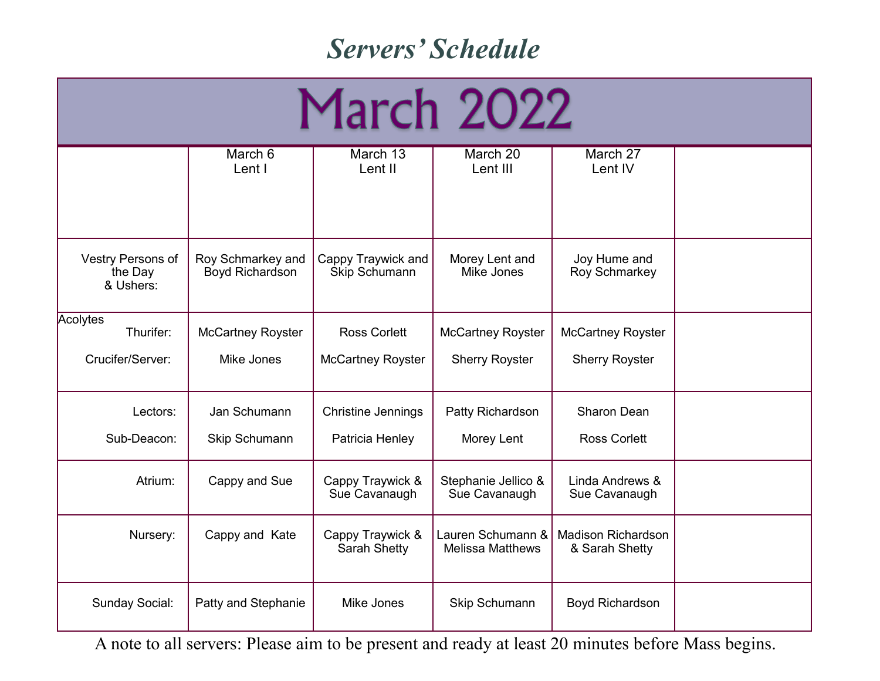# Servers' Schedule

## March 2022

| | March 6 Lent I | March 13 Lent II | March 20 Lent III | March 27 Lent IV | |
|---|---|---|---|---|---|
| Vestry Persons of the Day & Ushers: | Roy Schmarkey and Boyd Richardson | Cappy Traywick and Skip Schumann | Morey Lent and Mike Jones | Joy Hume and Roy Schmarkey | |
| Acolytes Thurifer: | McCartney Royster | Ross Corlett | McCartney Royster | McCartney Royster | |
| Crucifer/Server: | Mike Jones | McCartney Royster | Sherry Royster | Sherry Royster | |
| Lectors: | Jan Schumann | Christine Jennings | Patty Richardson | Sharon Dean | |
| Sub-Deacon: | Skip Schumann | Patricia Henley | Morey Lent | Ross Corlett | |
| Atrium: | Cappy and Sue | Cappy Traywick & Sue Cavanaugh | Stephanie Jellico & Sue Cavanaugh | Linda Andrews & Sue Cavanaugh | |
| Nursery: | Cappy and Kate | Cappy Traywick & Sarah Shetty | Lauren Schumann & Melissa Matthews | Madison Richardson & Sarah Shetty | |
| Sunday Social: | Patty and Stephanie | Mike Jones | Skip Schumann | Boyd Richardson | |

A note to all servers: Please aim to be present and ready at least 20 minutes before Mass begins.